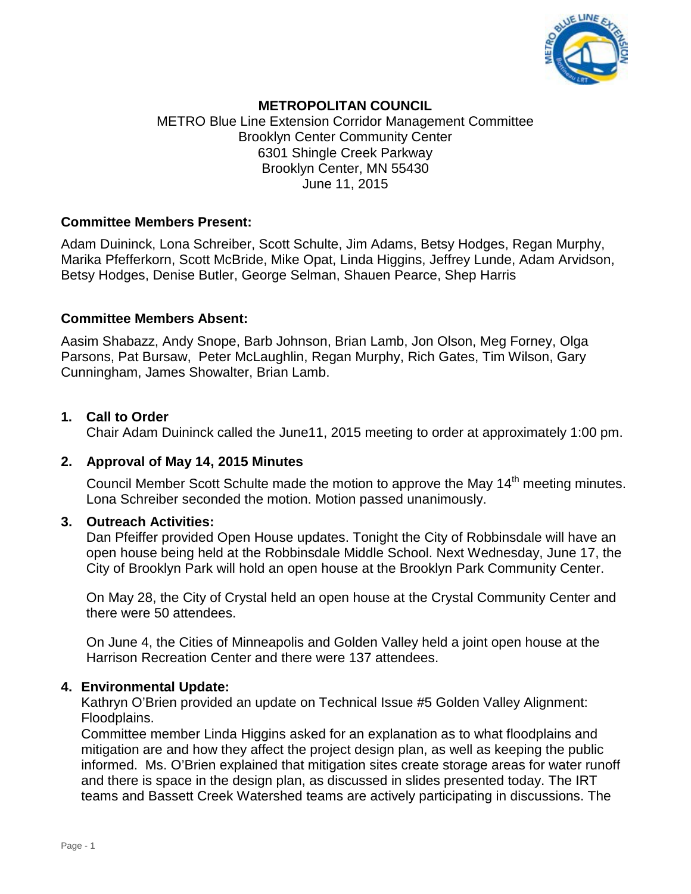**METROPOLITAN COUNCIL**

METRO Blue Line Extension Corridor Management Committee
Brooklyn Center Community Center
6301 Shingle Creek Parkway
Brooklyn Center, MN 55430
June 11, 2015

**Committee Members Present:**

Adam Duininck, Lona Schreiber, Scott Schulte, Jim Adams, Betsy Hodges, Regan Murphy, Marika Pfefferkorn, Scott McBride, Mike Opat, Linda Higgins, Jeffrey Lunde, Adam Arvidson, Betsy Hodges, Denise Butler, George Selman, Shauen Pearce, Shep Harris

**Committee Members Absent:**

Aasim Shabazz, Andy Snope, Barb Johnson, Brian Lamb, Jon Olson, Meg Forney, Olga Parsons, Pat Bursaw, Peter McLaughlin, Regan Murphy, Rich Gates, Tim Wilson, Gary Cunningham, James Showalter, Brian Lamb.

**1. Call to Order**

Chair Adam Duininck called the June11, 2015 meeting to order at approximately 1:00 pm.

**2. Approval of May 14, 2015 Minutes**

Council Member Scott Schulte made the motion to approve the May 14th meeting minutes. Lona Schreiber seconded the motion. Motion passed unanimously.

**3. Outreach Activities:**

Dan Pfeiffer provided Open House updates. Tonight the City of Robbinsdale will have an open house being held at the Robbinsdale Middle School. Next Wednesday, June 17, the City of Brooklyn Park will hold an open house at the Brooklyn Park Community Center.

On May 28, the City of Crystal held an open house at the Crystal Community Center and there were 50 attendees.

On June 4, the Cities of Minneapolis and Golden Valley held a joint open house at the Harrison Recreation Center and there were 137 attendees.

**4. Environmental Update:**

Kathryn O'Brien provided an update on Technical Issue #5 Golden Valley Alignment: Floodplains.

Committee member Linda Higgins asked for an explanation as to what floodplains and mitigation are and how they affect the project design plan, as well as keeping the public informed. Ms. O'Brien explained that mitigation sites create storage areas for water runoff and there is space in the design plan, as discussed in slides presented today. The IRT teams and Bassett Creek Watershed teams are actively participating in discussions. The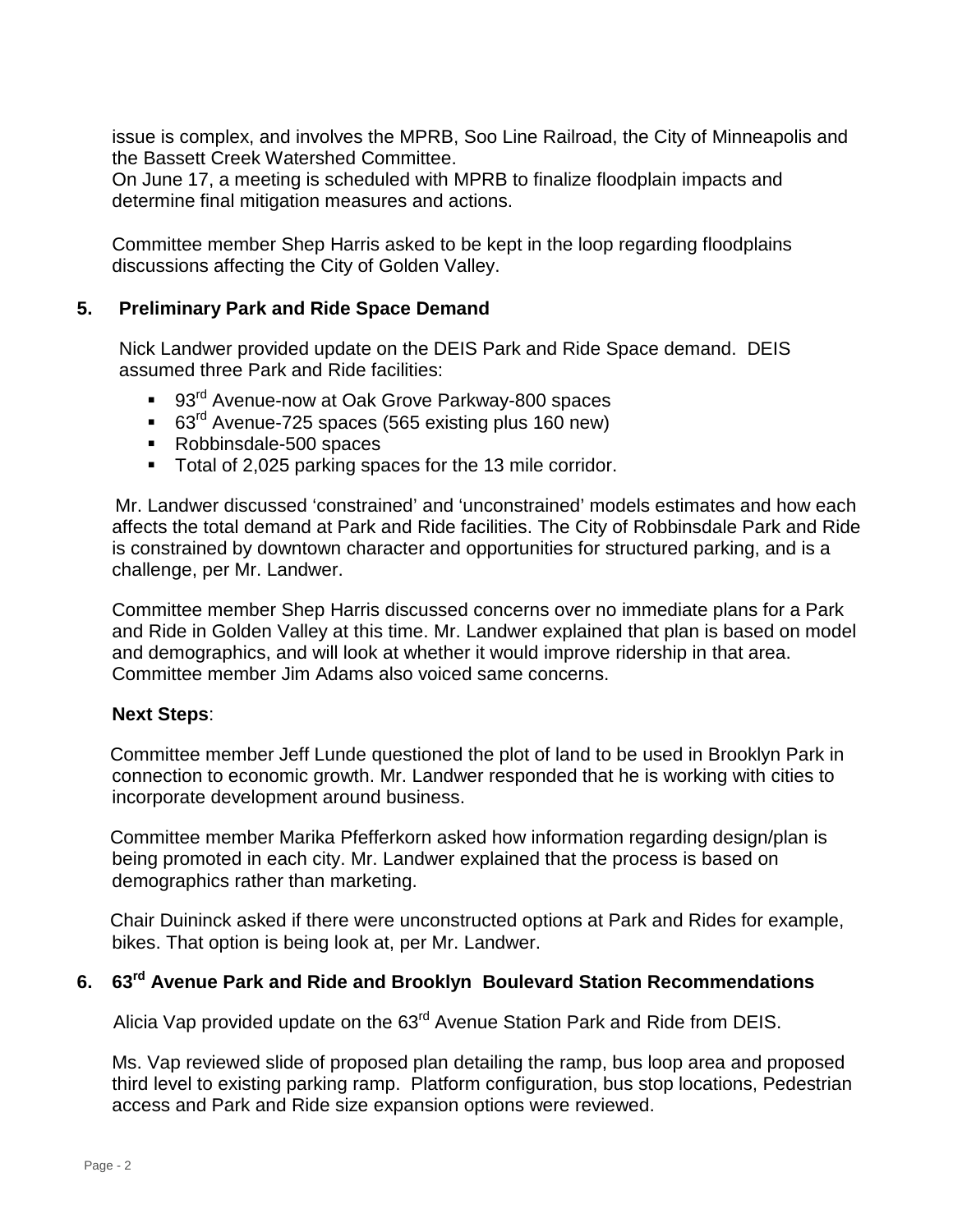issue is complex, and involves the MPRB, Soo Line Railroad, the City of Minneapolis and the Bassett Creek Watershed Committee.
On June 17, a meeting is scheduled with MPRB to finalize floodplain impacts and determine final mitigation measures and actions.

Committee member Shep Harris asked to be kept in the loop regarding floodplains discussions affecting the City of Golden Valley.

## 5. Preliminary Park and Ride Space Demand

Nick Landwer provided update on the DEIS Park and Ride Space demand. DEIS assumed three Park and Ride facilities:

- 93rd Avenue-now at Oak Grove Parkway-800 spaces
- 63rd Avenue-725 spaces (565 existing plus 160 new)
- Robbinsdale-500 spaces
- Total of 2,025 parking spaces for the 13 mile corridor.

Mr. Landwer discussed 'constrained' and 'unconstrained' models estimates and how each affects the total demand at Park and Ride facilities. The City of Robbinsdale Park and Ride is constrained by downtown character and opportunities for structured parking, and is a challenge, per Mr. Landwer.

Committee member Shep Harris discussed concerns over no immediate plans for a Park and Ride in Golden Valley at this time. Mr. Landwer explained that plan is based on model and demographics, and will look at whether it would improve ridership in that area. Committee member Jim Adams also voiced same concerns.

**Next Steps**:

Committee member Jeff Lunde questioned the plot of land to be used in Brooklyn Park in connection to economic growth. Mr. Landwer responded that he is working with cities to incorporate development around business.

Committee member Marika Pfefferkorn asked how information regarding design/plan is being promoted in each city. Mr. Landwer explained that the process is based on demographics rather than marketing.

Chair Duininck asked if there were unconstructed options at Park and Rides for example, bikes. That option is being look at, per Mr. Landwer.

## 6. 63rd Avenue Park and Ride and Brooklyn Boulevard Station Recommendations

Alicia Vap provided update on the 63rd Avenue Station Park and Ride from DEIS.

Ms. Vap reviewed slide of proposed plan detailing the ramp, bus loop area and proposed third level to existing parking ramp. Platform configuration, bus stop locations, Pedestrian access and Park and Ride size expansion options were reviewed.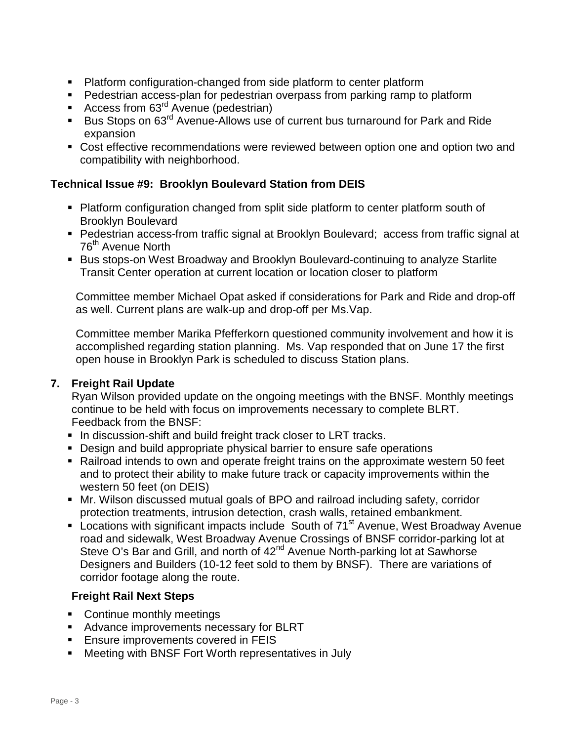- Platform configuration-changed from side platform to center platform
- Pedestrian access-plan for pedestrian overpass from parking ramp to platform
- Access from 63rd Avenue (pedestrian)
- Bus Stops on 63rd Avenue-Allows use of current bus turnaround for Park and Ride expansion
- Cost effective recommendations were reviewed between option one and option two and compatibility with neighborhood.

**Technical Issue #9: Brooklyn Boulevard Station from DEIS**

- Platform configuration changed from split side platform to center platform south of Brooklyn Boulevard
- Pedestrian access-from traffic signal at Brooklyn Boulevard; access from traffic signal at 76th Avenue North
- Bus stops-on West Broadway and Brooklyn Boulevard-continuing to analyze Starlite Transit Center operation at current location or location closer to platform

Committee member Michael Opat asked if considerations for Park and Ride and drop-off as well. Current plans are walk-up and drop-off per Ms.Vap.

Committee member Marika Pfefferkorn questioned community involvement and how it is accomplished regarding station planning. Ms. Vap responded that on June 17 the first open house in Brooklyn Park is scheduled to discuss Station plans.

**7. Freight Rail Update**

Ryan Wilson provided update on the ongoing meetings with the BNSF. Monthly meetings continue to be held with focus on improvements necessary to complete BLRT. Feedback from the BNSF:

- In discussion-shift and build freight track closer to LRT tracks.
- Design and build appropriate physical barrier to ensure safe operations
- Railroad intends to own and operate freight trains on the approximate western 50 feet and to protect their ability to make future track or capacity improvements within the western 50 feet (on DEIS)
- Mr. Wilson discussed mutual goals of BPO and railroad including safety, corridor protection treatments, intrusion detection, crash walls, retained embankment.
- Locations with significant impacts include South of 71st Avenue, West Broadway Avenue road and sidewalk, West Broadway Avenue Crossings of BNSF corridor-parking lot at Steve O's Bar and Grill, and north of 42nd Avenue North-parking lot at Sawhorse Designers and Builders (10-12 feet sold to them by BNSF). There are variations of corridor footage along the route.

**Freight Rail Next Steps**

- Continue monthly meetings
- Advance improvements necessary for BLRT
- Ensure improvements covered in FEIS
- Meeting with BNSF Fort Worth representatives in July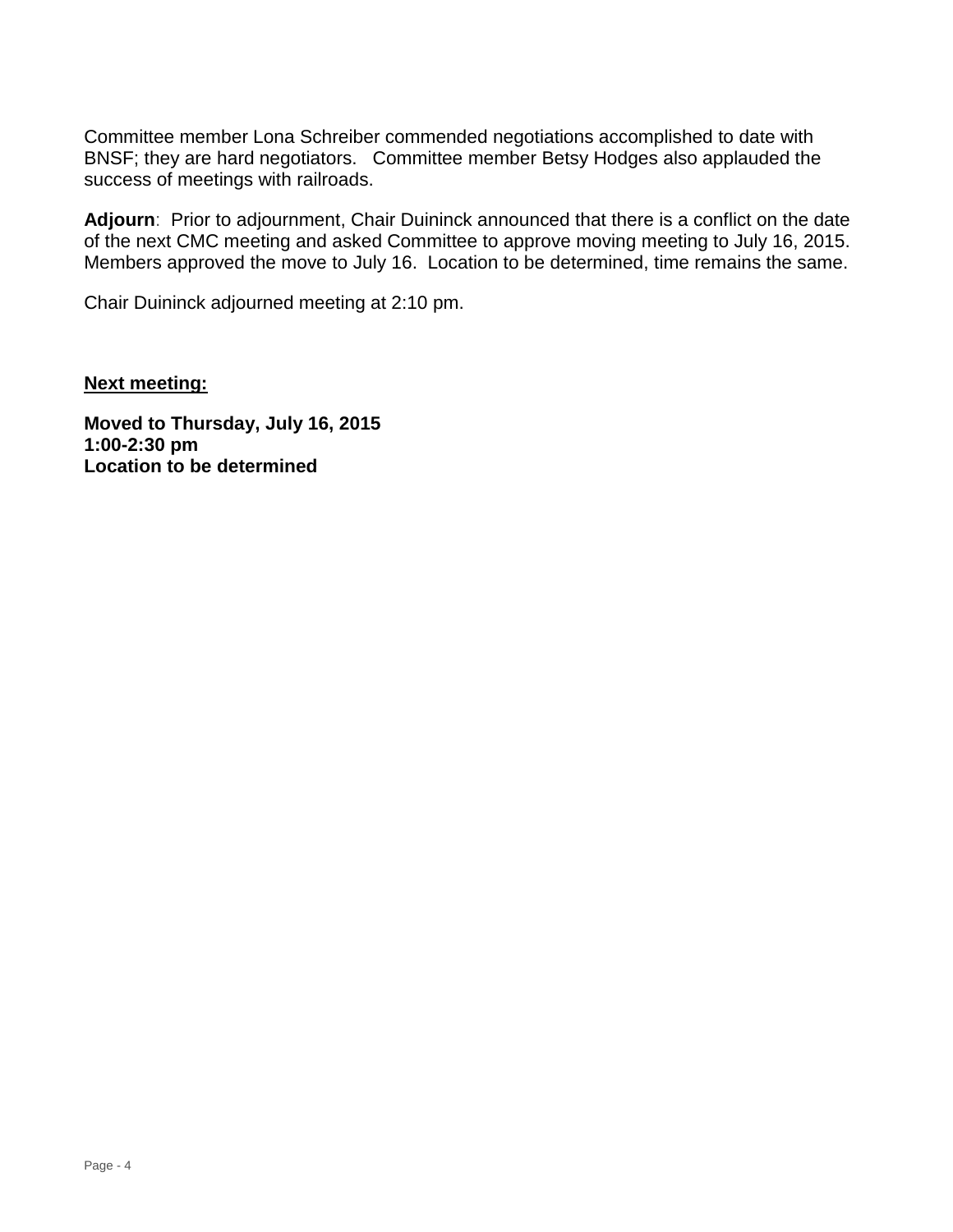Committee member Lona Schreiber commended negotiations accomplished to date with BNSF; they are hard negotiators. Committee member Betsy Hodges also applauded the success of meetings with railroads.

**Adjourn**: Prior to adjournment, Chair Duininck announced that there is a conflict on the date of the next CMC meeting and asked Committee to approve moving meeting to July 16, 2015. Members approved the move to July 16. Location to be determined, time remains the same.

Chair Duininck adjourned meeting at 2:10 pm.

**<u>Next meeting:</u>**

**Moved to Thursday, July 16, 2015**
**1:00-2:30 pm**
**Location to be determined**